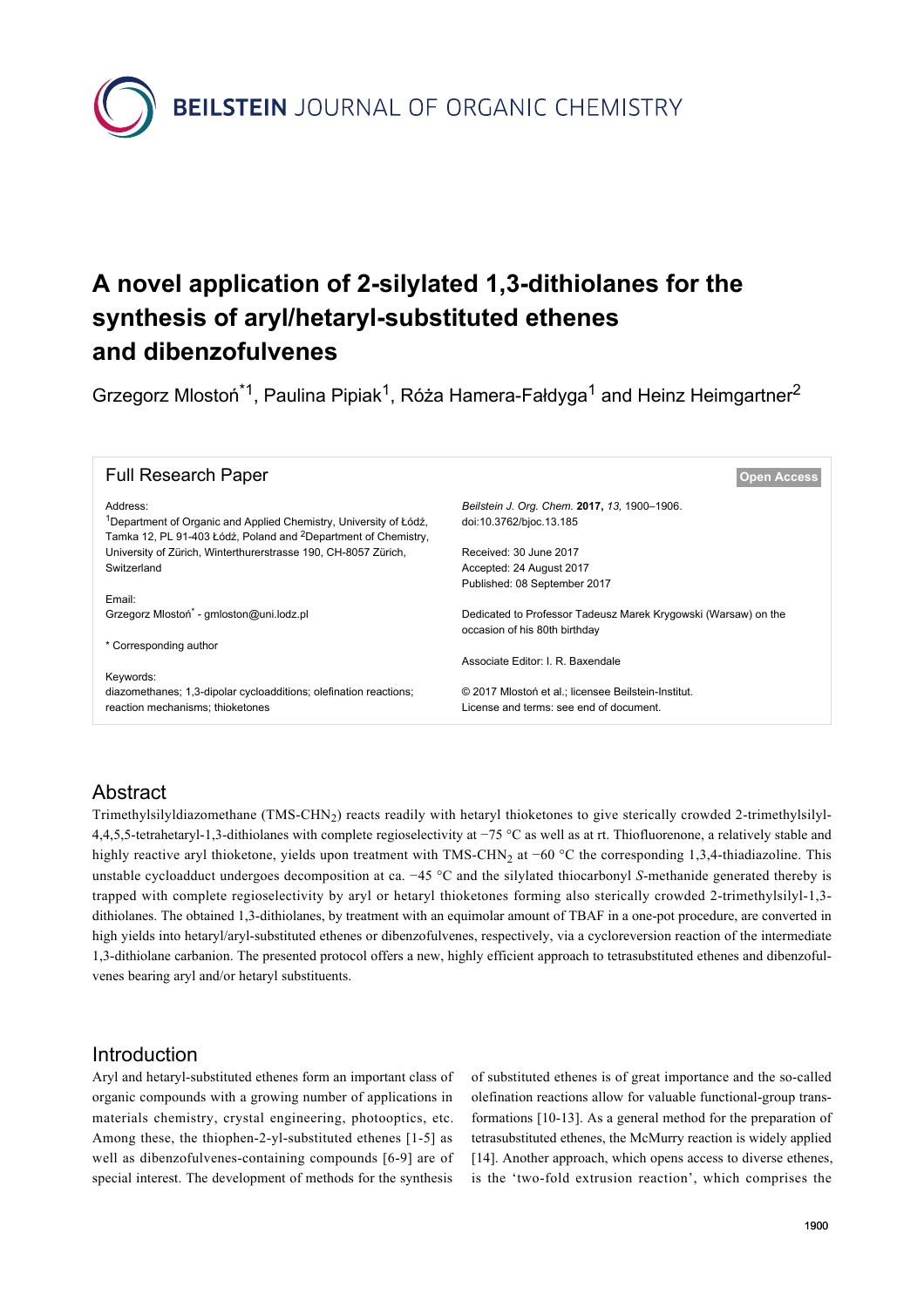# A novel application of 2-silylated 1,3-dithiolanes for the synthesis of aryl/hetaryl-substituted ethenes and dibenzofulvenes

Grzegorz Mlostoń[*1], Paulina Pipiak[1], Róża Hamera-Fałdyga[1] and Heinz Heimgartner[2]

Full Research Paper

Open Access

Address:
[1]Department of Organic and Applied Chemistry, University of Łódź, Tamka 12, PL 91-403 Łódź, Poland and [2]Department of Chemistry, University of Zürich, Winterthurerstrasse 190, CH-8057 Zürich, Switzerland

Email:
Grzegorz Mlostoń[*] - gmloston@uni.lodz.pl

\* Corresponding author

Keywords:
diazomethanes; 1,3-dipolar cycloadditions; olefination reactions; reaction mechanisms; thioketones

*Beilstein J. Org. Chem.* **2017,** *13,* 1900–1906.
doi:10.3762/bjoc.13.185

Received: 30 June 2017
Accepted: 24 August 2017
Published: 08 September 2017

Dedicated to Professor Tadeusz Marek Krygowski (Warsaw) on the occasion of his 80th birthday

Associate Editor: I. R. Baxendale

© 2017 Mlostoń et al.; licensee Beilstein-Institut.
License and terms: see end of document.

## Abstract

Trimethylsilyldiazomethane (TMS-$CHN_2$) reacts readily with hetaryl thioketones to give sterically crowded 2-trimethylsilyl-4,4,5,5-tetrahetaryl-1,3-dithiolanes with complete regioselectivity at −75 °C as well as at rt. Thiofluorenone, a relatively stable and highly reactive aryl thioketone, yields upon treatment with TMS-$CHN_2$ at −60 °C the corresponding 1,3,4-thiadiazoline. This unstable cycloadduct undergoes decomposition at ca. −45 °C and the silylated thiocarbonyl *S*-methanide generated thereby is trapped with complete regioselectivity by aryl or hetaryl thioketones forming also sterically crowded 2-trimethylsilyl-1,3-dithiolanes. The obtained 1,3-dithiolanes, by treatment with an equimolar amount of TBAF in a one-pot procedure, are converted in high yields into hetaryl/aryl-substituted ethenes or dibenzofulvenes, respectively, via a cycloreversion reaction of the intermediate 1,3-dithiolane carbanion. The presented protocol offers a new, highly efficient approach to tetrasubstituted ethenes and dibenzofulvenes bearing aryl and/or hetaryl substituents.

## Introduction

Aryl and hetaryl-substituted ethenes form an important class of organic compounds with a growing number of applications in materials chemistry, crystal engineering, photooptics, etc. Among these, the thiophen-2-yl-substituted ethenes [1-5] as well as dibenzofulvenes-containing compounds [6-9] are of special interest. The development of methods for the synthesis of substituted ethenes is of great importance and the so-called olefination reactions allow for valuable functional-group transformations [10-13]. As a general method for the preparation of tetrasubstituted ethenes, the McMurry reaction is widely applied [14]. Another approach, which opens access to diverse ethenes, is the 'two-fold extrusion reaction', which comprises the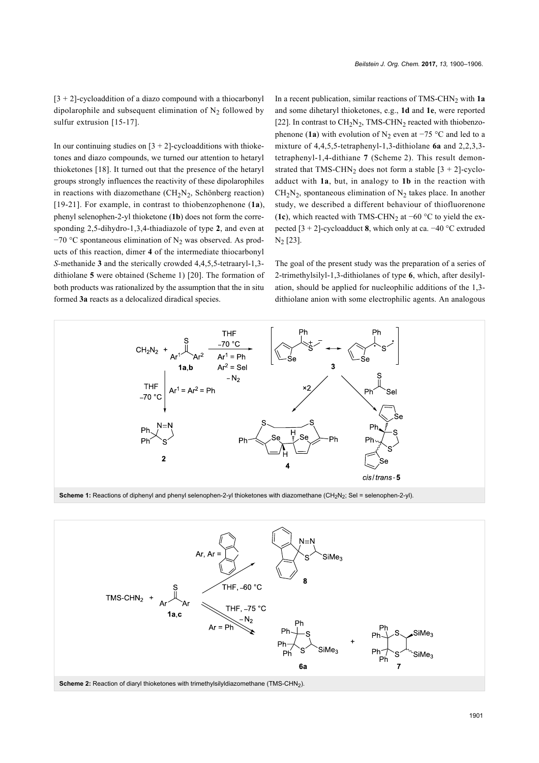[3 + 2]-cycloaddition of a diazo compound with a thiocarbonyl dipolarophile and subsequent elimination of $N_2$ followed by sulfur extrusion [15-17].

In our continuing studies on [3 + 2]-cycloadditions with thioketones and diazo compounds, we turned our attention to hetaryl thioketones [18]. It turned out that the presence of the hetaryl groups strongly influences the reactivity of these dipolarophiles in reactions with diazomethane ($CH_2N_2$, Schönberg reaction) [19-21]. For example, in contrast to thiobenzophenone (**1a**), phenyl selenophen-2-yl thioketone (**1b**) does not form the corresponding 2,5-dihydro-1,3,4-thiadiazole of type **2**, and even at −70 °C spontaneous elimination of $N_2$ was observed. As products of this reaction, dimer **4** of the intermediate thiocarbonyl *S*-methanide **3** and the sterically crowded 4,4,5,5-tetraaryl-1,3-dithiolane **5** were obtained (Scheme 1) [20]. The formation of both products was rationalized by the assumption that the in situ formed **3a** reacts as a delocalized diradical species.

In a recent publication, similar reactions of TMS-$CHN_2$ with **1a** and some dihetaryl thioketones, e.g., **1d** and **1e**, were reported [22]. In contrast to $CH_2N_2$, TMS-$CHN_2$ reacted with thiobenzophenone (**1a**) with evolution of $N_2$ even at −75 °C and led to a mixture of 4,4,5,5-tetraphenyl-1,3-dithiolane **6a** and 2,2,3,3-tetraphenyl-1,4-dithiane **7** (Scheme 2). This result demonstrated that TMS-$CHN_2$ does not form a stable [3 + 2]-cycloadduct with **1a**, but, in analogy to **1b** in the reaction with $CH_2N_2$, spontaneous elimination of $N_2$ takes place. In another study, we described a different behaviour of thiofluorenone (**1c**), which reacted with TMS-$CHN_2$ at −60 °C to yield the expected [3 + 2]-cycloadduct **8**, which only at ca. −40 °C extruded $N_2$ [23].

The goal of the present study was the preparation of a series of 2-trimethylsilyl-1,3-dithiolanes of type **6**, which, after desilylation, should be applied for nucleophilic additions of the 1,3-dithiolane anion with some electrophilic agents. An analogous

**Scheme 1:** Reactions of diphenyl and phenyl selenophen-2-yl thioketones with diazomethane ($CH_2N_2$; Sel = selenophen-2-yl).

**Scheme 2:** Reaction of diaryl thioketones with trimethylsilyldiazomethane (TMS-$CHN_2$).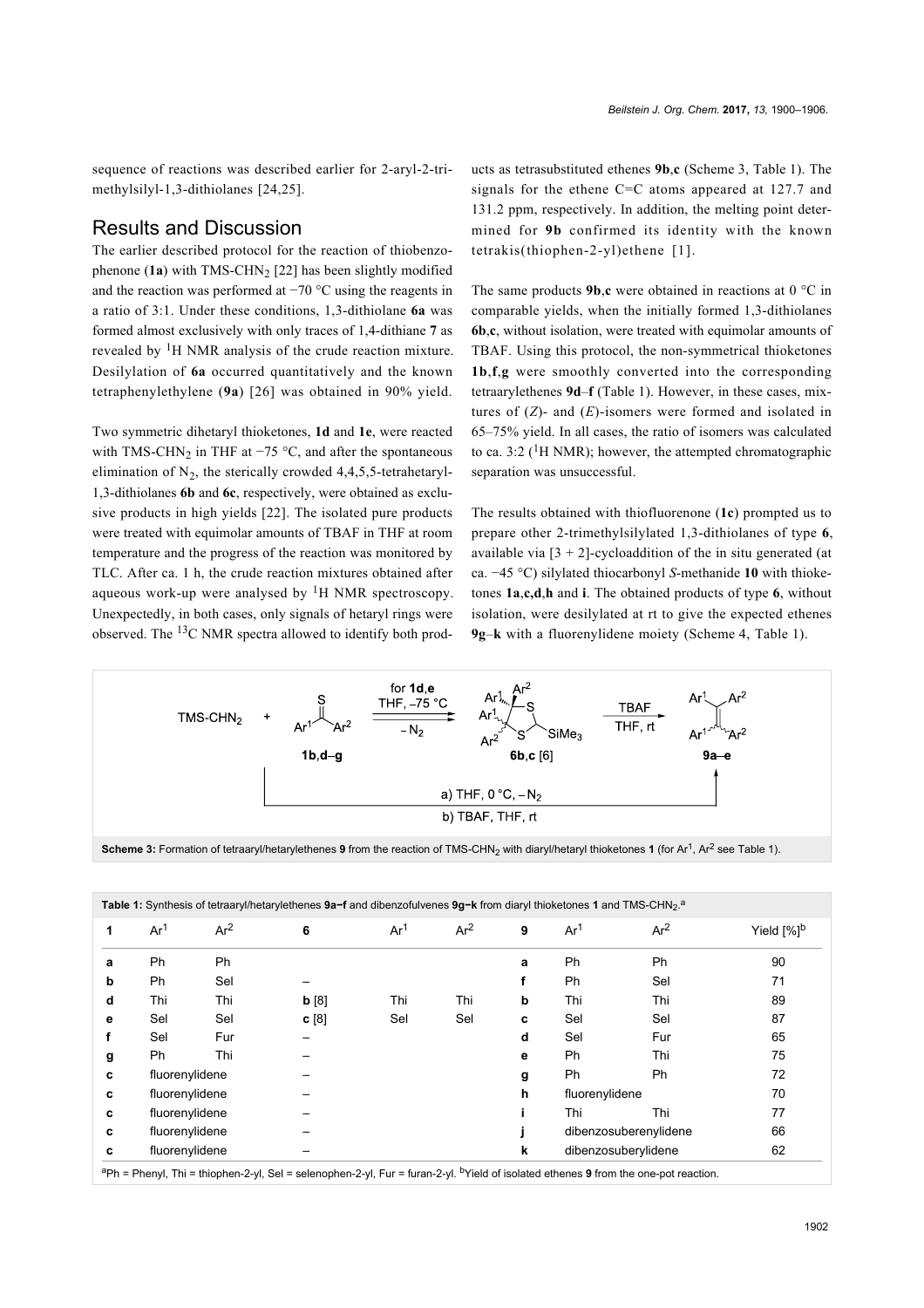sequence of reactions was described earlier for 2-aryl-2-trimethylsilyl-1,3-dithiolanes [24,25].

## Results and Discussion

The earlier described protocol for the reaction of thiobenzophenone (**1a**) with TMS-CHN$_2$ [22] has been slightly modified and the reaction was performed at −70 °C using the reagents in a ratio of 3:1. Under these conditions, 1,3-dithiolane **6a** was formed almost exclusively with only traces of 1,4-dithiane **7** as revealed by $^1$H NMR analysis of the crude reaction mixture. Desilylation of **6a** occurred quantitatively and the known tetraphenylethylene (**9a**) [26] was obtained in 90% yield.

Two symmetric dihetaryl thioketones, **1d** and **1e**, were reacted with TMS-CHN$_2$ in THF at −75 °C, and after the spontaneous elimination of N$_2$, the sterically crowded 4,4,5,5-tetrahetaryl-1,3-dithiolanes **6b** and **6c**, respectively, were obtained as exclusive products in high yields [22]. The isolated pure products were treated with equimolar amounts of TBAF in THF at room temperature and the progress of the reaction was monitored by TLC. After ca. 1 h, the crude reaction mixtures obtained after aqueous work-up were analysed by $^1$H NMR spectroscopy. Unexpectedly, in both cases, only signals of hetaryl rings were observed. The $^{13}$C NMR spectra allowed to identify both products as tetrasubstituted ethenes **9b**,**c** (Scheme 3, Table 1). The signals for the ethene C=C atoms appeared at 127.7 and 131.2 ppm, respectively. In addition, the melting point determined for **9b** confirmed its identity with the known tetrakis(thiophen-2-yl)ethene [1].

The same products **9b**,**c** were obtained in reactions at 0 °C in comparable yields, when the initially formed 1,3-dithiolanes **6b**,**c**, without isolation, were treated with equimolar amounts of TBAF. Using this protocol, the non-symmetrical thioketones **1b**,**f**,**g** were smoothly converted into the corresponding tetraarylethenes **9d–f** (Table 1). However, in these cases, mixtures of (*Z*)- and (*E*)-isomers were formed and isolated in 65–75% yield. In all cases, the ratio of isomers was calculated to ca. 3:2 ($^1$H NMR); however, the attempted chromatographic separation was unsuccessful.

The results obtained with thiofluorenone (**1c**) prompted us to prepare other 2-trimethylsilylated 1,3-dithiolanes of type **6**, available via [3 + 2]-cycloaddition of the in situ generated (at ca. −45 °C) silylated thiocarbonyl *S*-methanide **10** with thioketones **1a**,**c**,**d**,**h** and **i**. The obtained products of type **6**, without isolation, were desilylated at rt to give the expected ethenes **9g–k** with a fluorenylidene moiety (Scheme 4, Table 1).

**Scheme 3:** Formation of tetraaryl/hetarylethenes **9** from the reaction of TMS-CHN$_2$ with diaryl/hetaryl thioketones **1** (for Ar$^1$, Ar$^2$ see Table 1).

**Table 1:** Synthesis of tetraaryl/hetarylethenes **9a–f** and dibenzofulvenes **9g–k** from diaryl thioketones **1** and TMS-CHN$_2$.[a]

| 1 | Ar$^1$ | Ar$^2$ | 6 | Ar$^1$ | Ar$^2$ | 9 | Ar$^1$ | Ar$^2$ | Yield [%][b] |
|---|---|---|---|---|---|---|---|---|---|
| a | Ph | Ph | | | | a | Ph | Ph | 90 |
| b | Ph | Sel | – | | | f | Ph | Sel | 71 |
| d | Thi | Thi | b [8] | Thi | Thi | b | Thi | Thi | 89 |
| e | Sel | Sel | c [8] | Sel | Sel | c | Sel | Sel | 87 |
| f | Sel | Fur | – | | | d | Sel | Fur | 65 |
| g | Ph | Thi | – | | | e | Ph | Thi | 75 |
| c | fluorenylidene | | – | | | g | Ph | Ph | 72 |
| c | fluorenylidene | | – | | | h | fluorenylidene | | 70 |
| c | fluorenylidene | | – | | | i | Thi | Thi | 77 |
| c | fluorenylidene | | – | | | j | dibenzosuberenylidene | | 66 |
| c | fluorenylidene | | – | | | k | dibenzosuberylidene | | 62 |

[a]Ph = Phenyl, Thi = thiophen-2-yl, Sel = selenophen-2-yl, Fur = furan-2-yl. [b]Yield of isolated ethenes **9** from the one-pot reaction.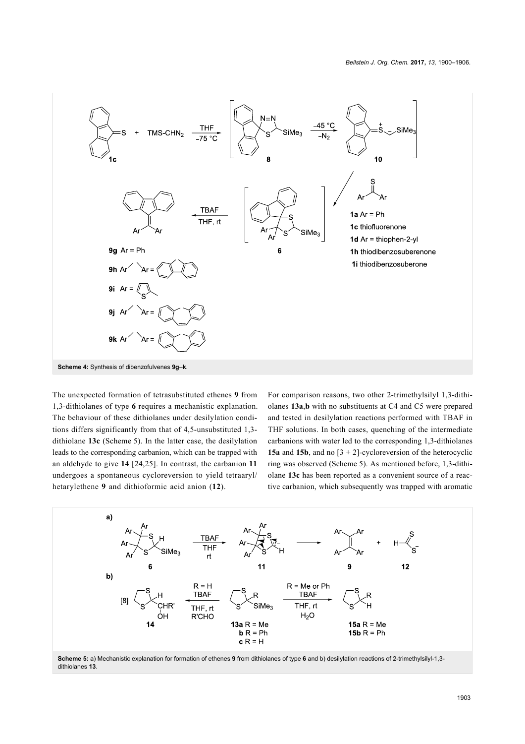**Scheme 4:** Synthesis of dibenzofulvenes **9g**–**k**.

The unexpected formation of tetrasubstituted ethenes **9** from 1,3-dithiolanes of type **6** requires a mechanistic explanation. The behaviour of these dithiolanes under desilylation conditions differs significantly from that of 4,5-unsubstituted 1,3-dithiolane **13c** (Scheme 5). In the latter case, the desilylation leads to the corresponding carbanion, which can be trapped with an aldehyde to give **14** [24,25]. In contrast, the carbanion **11** undergoes a spontaneous cycloreversion to yield tetraaryl/hetarylethene **9** and dithioformic acid anion (**12**).

For comparison reasons, two other 2-trimethylsilyl 1,3-dithiolanes **13a**,**b** with no substituents at C4 and C5 were prepared and tested in desilylation reactions performed with TBAF in THF solutions. In both cases, quenching of the intermediate carbanions with water led to the corresponding 1,3-dithiolanes **15a** and **15b**, and no [3 + 2]-cycloreversion of the heterocyclic ring was observed (Scheme 5). As mentioned before, 1,3-dithiolane **13c** has been reported as a convenient source of a reactive carbanion, which subsequently was trapped with aromatic

**Scheme 5:** a) Mechanistic explanation for formation of ethenes **9** from dithiolanes of type **6** and b) desilylation reactions of 2-trimethylsilyl-1,3-dithiolanes **13**.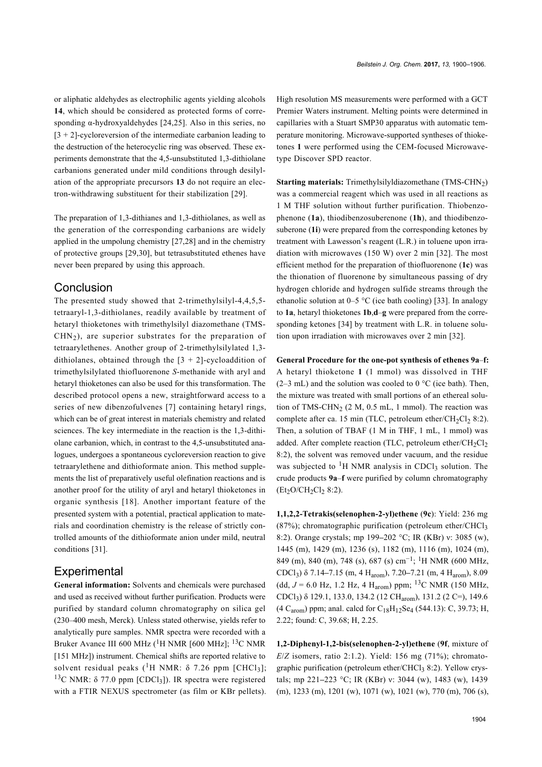or aliphatic aldehydes as electrophilic agents yielding alcohols **14**, which should be considered as protected forms of corresponding α-hydroxyaldehydes [24,25]. Also in this series, no [3 + 2]-cycloreversion of the intermediate carbanion leading to the destruction of the heterocyclic ring was observed. These experiments demonstrate that the 4,5-unsubstituted 1,3-dithiolane carbanions generated under mild conditions through desilylation of the appropriate precursors **13** do not require an electron-withdrawing substituent for their stabilization [29].

The preparation of 1,3-dithianes and 1,3-dithiolanes, as well as the generation of the corresponding carbanions are widely applied in the umpolung chemistry [27,28] and in the chemistry of protective groups [29,30], but tetrasubstituted ethenes have never been prepared by using this approach.

## Conclusion

The presented study showed that 2-trimethylsilyl-4,4,5,5-tetraaryl-1,3-dithiolanes, readily available by treatment of hetaryl thioketones with trimethylsilyl diazomethane (TMS-$CHN_2$), are superior substrates for the preparation of tetraarylethenes. Another group of 2-trimethylsilylated 1,3-dithiolanes, obtained through the [3 + 2]-cycloaddition of trimethylsilylated thiofluorenone *S*-methanide with aryl and hetaryl thioketones can also be used for this transformation. The described protocol opens a new, straightforward access to a series of new dibenzofulvenes [7] containing hetaryl rings, which can be of great interest in materials chemistry and related sciences. The key intermediate in the reaction is the 1,3-dithiolane carbanion, which, in contrast to the 4,5-unsubstituted analogues, undergoes a spontaneous cycloreversion reaction to give tetraarylethene and dithioformate anion. This method supplements the list of preparatively useful olefination reactions and is another proof for the utility of aryl and hetaryl thioketones in organic synthesis [18]. Another important feature of the presented system with a potential, practical application to materials and coordination chemistry is the release of strictly controlled amounts of the dithioformate anion under mild, neutral conditions [31].

## Experimental

**General information:** Solvents and chemicals were purchased and used as received without further purification. Products were purified by standard column chromatography on silica gel (230–400 mesh, Merck). Unless stated otherwise, yields refer to analytically pure samples. NMR spectra were recorded with a Bruker Avance III 600 MHz ($^1$H NMR [600 MHz]; $^{13}$C NMR [151 MHz]) instrument. Chemical shifts are reported relative to solvent residual peaks ($^1$H NMR: δ 7.26 ppm [$CHCl_3$]; $^{13}$C NMR: δ 77.0 ppm [$CDCl_3$]). IR spectra were registered with a FTIR NEXUS spectrometer (as film or KBr pellets). High resolution MS measurements were performed with a GCT Premier Waters instrument. Melting points were determined in capillaries with a Stuart SMP30 apparatus with automatic temperature monitoring. Microwave-supported syntheses of thioketones **1** were performed using the CEM-focused Microwave-type Discover SPD reactor.

**Starting materials:** Trimethylsilyldiazomethane (TMS-$CHN_2$) was a commercial reagent which was used in all reactions as 1 M THF solution without further purification. Thiobenzophenone (**1a**), thiodibenzosuberenone (**1h**), and thiodibenzosuberone (**1i**) were prepared from the corresponding ketones by treatment with Lawesson's reagent (L.R.) in toluene upon irradiation with microwaves (150 W) over 2 min [32]. The most efficient method for the preparation of thiofluorenone (**1c**) was the thionation of fluorenone by simultaneous passing of dry hydrogen chloride and hydrogen sulfide streams through the ethanolic solution at 0–5 °C (ice bath cooling) [33]. In analogy to **1a**, hetaryl thioketones **1b**,**d**–**g** were prepared from the corresponding ketones [34] by treatment with L.R. in toluene solution upon irradiation with microwaves over 2 min [32].

**General Procedure for the one-pot synthesis of ethenes 9a–f:** A hetaryl thioketone **1** (1 mmol) was dissolved in THF (2–3 mL) and the solution was cooled to 0 °C (ice bath). Then, the mixture was treated with small portions of an ethereal solution of TMS-$CHN_2$ (2 M, 0.5 mL, 1 mmol). The reaction was complete after ca. 15 min (TLC, petroleum ether/$CH_2Cl_2$ 8:2). Then, a solution of TBAF (1 M in THF, 1 mL, 1 mmol) was added. After complete reaction (TLC, petroleum ether/$CH_2Cl_2$ 8:2), the solvent was removed under vacuum, and the residue was subjected to $^1$H NMR analysis in $CDCl_3$ solution. The crude products **9a–f** were purified by column chromatography ($Et_2O/CH_2Cl_2$ 8:2).

**1,1,2,2-Tetrakis(selenophen-2-yl)ethene (9c):** Yield: 236 mg (87%); chromatographic purification (petroleum ether/$CHCl_3$ 8:2). Orange crystals; mp 199–202 °C; IR (KBr) ν: 3085 (w), 1445 (m), 1429 (m), 1236 (s), 1182 (m), 1116 (m), 1024 (m), 849 (m), 840 (m), 748 (s), 687 (s) cm$^{-1}$; $^1$H NMR (600 MHz, $CDCl_3$) δ 7.14–7.15 (m, 4 $H_{arom}$), 7.20–7.21 (m, 4 $H_{arom}$), 8.09 (dd, *J* = 6.0 Hz, 1.2 Hz, 4 $H_{arom}$) ppm; $^{13}$C NMR (150 MHz, $CDCl_3$) δ 129.1, 133.0, 134.2 (12 $CH_{arom}$), 131.2 (2 C=), 149.6 (4 $C_{arom}$) ppm; anal. calcd for $C_{18}H_{12}Se_4$ (544.13): C, 39.73; H, 2.22; found: C, 39.68; H, 2.25.

**1,2-Diphenyl-1,2-bis(selenophen-2-yl)ethene (9f**, mixture of *E*/*Z* isomers, ratio 2:1.2). Yield: 156 mg (71%); chromatographic purification (petroleum ether/$CHCl_3$ 8:2). Yellow crystals; mp 221–223 °C; IR (KBr) ν: 3044 (w), 1483 (w), 1439 (m), 1233 (m), 1201 (w), 1071 (w), 1021 (w), 770 (m), 706 (s),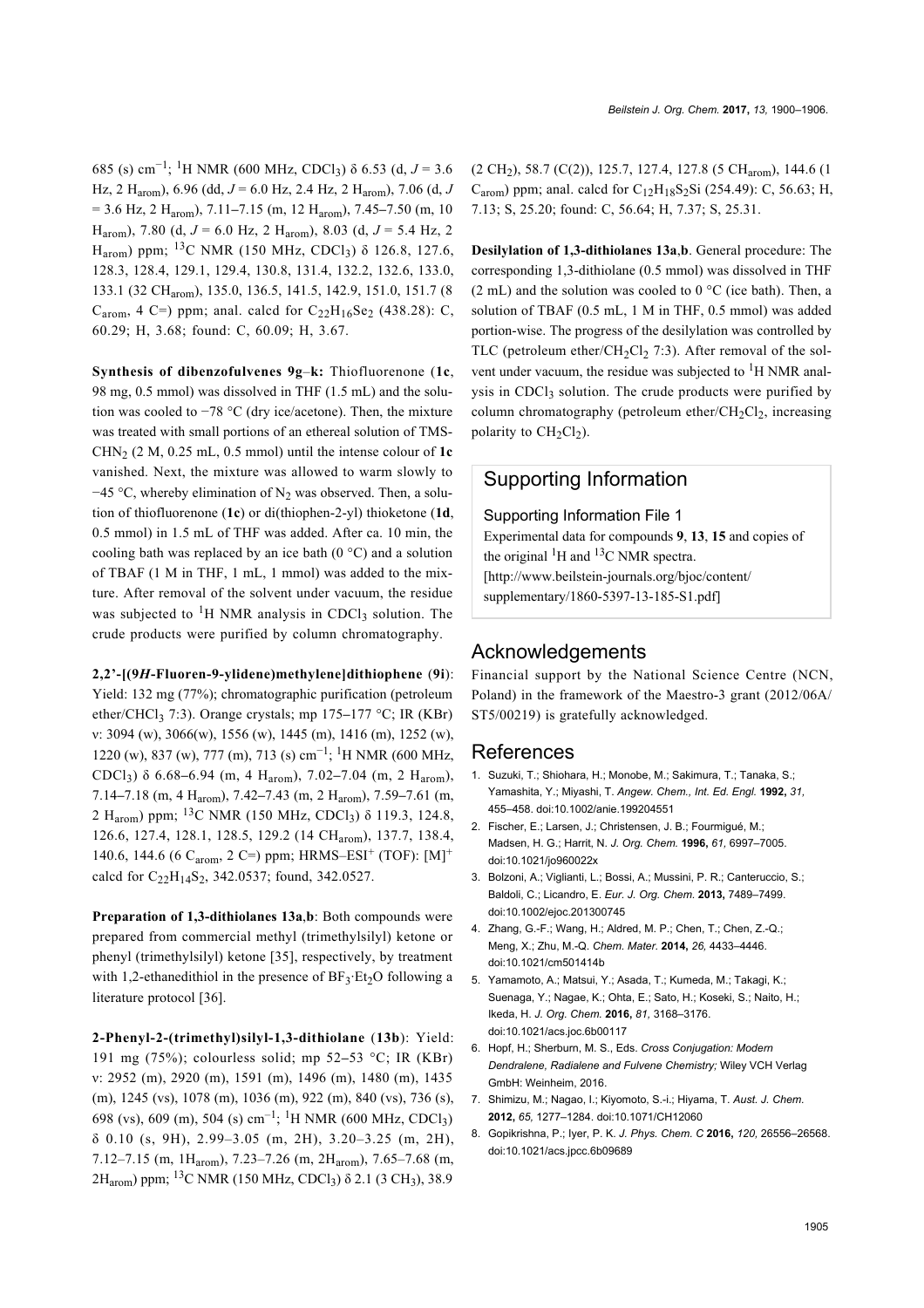685 (s) cm$^{-1}$; $^{1}$H NMR (600 MHz, $CDCl_3$) δ 6.53 (d, $J$ = 3.6 Hz, 2 $H_{arom}$), 6.96 (dd, $J$ = 6.0 Hz, 2.4 Hz, 2 $H_{arom}$), 7.06 (d, $J$ = 3.6 Hz, 2 $H_{arom}$), 7.11–7.15 (m, 12 $H_{arom}$), 7.45–7.50 (m, 10 $H_{arom}$), 7.80 (d, $J$ = 6.0 Hz, 2 $H_{arom}$), 8.03 (d, $J$ = 5.4 Hz, 2 $H_{arom}$) ppm; $^{13}$C NMR (150 MHz, $CDCl_3$) δ 126.8, 127.6, 128.3, 128.4, 129.1, 129.4, 130.8, 131.4, 132.2, 132.6, 133.0, 133.1 (32 $CH_{arom}$), 135.0, 136.5, 141.5, 142.9, 151.0, 151.7 (8 $C_{arom}$, 4 C=) ppm; anal. calcd for $C_{22}H_{16}Se_2$ (438.28): C, 60.29; H, 3.68; found: C, 60.09; H, 3.67.

**Synthesis of dibenzofulvenes 9g–k:** Thiofluorenone (**1c**, 98 mg, 0.5 mmol) was dissolved in THF (1.5 mL) and the solution was cooled to −78 °C (dry ice/acetone). Then, the mixture was treated with small portions of an ethereal solution of $TMS\text{-}CHN_2$ (2 M, 0.25 mL, 0.5 mmol) until the intense colour of **1c** vanished. Next, the mixture was allowed to warm slowly to −45 °C, whereby elimination of $N_2$ was observed. Then, a solution of thiofluorenone (**1c**) or di(thiophen-2-yl) thioketone (**1d**, 0.5 mmol) in 1.5 mL of THF was added. After ca. 10 min, the cooling bath was replaced by an ice bath (0 °C) and a solution of TBAF (1 M in THF, 1 mL, 1 mmol) was added to the mixture. After removal of the solvent under vacuum, the residue was subjected to $^{1}$H NMR analysis in $CDCl_3$ solution. The crude products were purified by column chromatography.

**2,2'-[(9*H*-Fluoren-9-ylidene)methylene]dithiophene (9i)**: Yield: 132 mg (77%); chromatographic purification (petroleum ether/$CHCl_3$ 7:3). Orange crystals; mp 175–177 °C; IR (KBr) ν: 3094 (w), 3066(w), 1556 (w), 1445 (m), 1416 (m), 1252 (w), 1220 (w), 837 (w), 777 (m), 713 (s) cm$^{-1}$; $^{1}$H NMR (600 MHz, $CDCl_3$) δ 6.68–6.94 (m, 4 $H_{arom}$), 7.02–7.04 (m, 2 $H_{arom}$), 7.14–7.18 (m, 4 $H_{arom}$), 7.42–7.43 (m, 2 $H_{arom}$), 7.59–7.61 (m, 2 $H_{arom}$) ppm; $^{13}$C NMR (150 MHz, $CDCl_3$) δ 119.3, 124.8, 126.6, 127.4, 128.1, 128.5, 129.2 (14 $CH_{arom}$), 137.7, 138.4, 140.6, 144.6 (6 $C_{arom}$, 2 C=) ppm; HRMS–ESI$^+$ (TOF): [M]$^+$ calcd for $C_{22}H_{14}S_2$, 342.0537; found, 342.0527.

**Preparation of 1,3-dithiolanes 13a,b**: Both compounds were prepared from commercial methyl (trimethylsilyl) ketone or phenyl (trimethylsilyl) ketone [35], respectively, by treatment with 1,2-ethanedithiol in the presence of $BF_3{\cdot}Et_2O$ following a literature protocol [36].

**2-Phenyl-2-(trimethyl)silyl-1,3-dithiolane (13b)**: Yield: 191 mg (75%); colourless solid; mp 52–53 °C; IR (KBr) ν: 2952 (m), 2920 (m), 1591 (m), 1496 (m), 1480 (m), 1435 (m), 1245 (vs), 1078 (m), 1036 (m), 922 (m), 840 (vs), 736 (s), 698 (vs), 609 (m), 504 (s) cm$^{-1}$; $^{1}$H NMR (600 MHz, $CDCl_3$) δ 0.10 (s, 9H), 2.99–3.05 (m, 2H), 3.20–3.25 (m, 2H), 7.12–7.15 (m, 1$H_{arom}$), 7.23–7.26 (m, 2$H_{arom}$), 7.65–7.68 (m, 2$H_{arom}$) ppm; $^{13}$C NMR (150 MHz, $CDCl_3$) δ 2.1 (3 $CH_3$), 38.9 (2 $CH_2$), 58.7 (C(2)), 125.7, 127.4, 127.8 (5 $CH_{arom}$), 144.6 (1 $C_{arom}$) ppm; anal. calcd for $C_{12}H_{18}S_2Si$ (254.49): C, 56.63; H, 7.13; S, 25.20; found: C, 56.64; H, 7.37; S, 25.31.

**Desilylation of 1,3-dithiolanes 13a,b**. General procedure: The corresponding 1,3-dithiolane (0.5 mmol) was dissolved in THF (2 mL) and the solution was cooled to 0 °C (ice bath). Then, a solution of TBAF (0.5 mL, 1 M in THF, 0.5 mmol) was added portion-wise. The progress of the desilylation was controlled by TLC (petroleum ether/$CH_2Cl_2$ 7:3). After removal of the solvent under vacuum, the residue was subjected to $^{1}$H NMR analysis in $CDCl_3$ solution. The crude products were purified by column chromatography (petroleum ether/$CH_2Cl_2$, increasing polarity to $CH_2Cl_2$).

## Supporting Information

### Supporting Information File 1

Experimental data for compounds **9**, **13**, **15** and copies of the original $^{1}$H and $^{13}$C NMR spectra.
[http://www.beilstein-journals.org/bjoc/content/supplementary/1860-5397-13-185-S1.pdf]

## Acknowledgements

Financial support by the National Science Centre (NCN, Poland) in the framework of the Maestro-3 grant (2012/06A/ST5/00219) is gratefully acknowledged.

## References

1. Suzuki, T.; Shiohara, H.; Monobe, M.; Sakimura, T.; Tanaka, S.; Yamashita, Y.; Miyashi, T. *Angew. Chem., Int. Ed. Engl.* **1992,** *31,* 455–458. doi:10.1002/anie.199204551
2. Fischer, E.; Larsen, J.; Christensen, J. B.; Fourmigué, M.; Madsen, H. G.; Harrit, N. *J. Org. Chem.* **1996,** *61,* 6997–7005. doi:10.1021/jo960022x
3. Bolzoni, A.; Viglianti, L.; Bossi, A.; Mussini, P. R.; Canteruccio, S.; Baldoli, C.; Licandro, E. *Eur. J. Org. Chem.* **2013,** 7489–7499. doi:10.1002/ejoc.201300745
4. Zhang, G.-F.; Wang, H.; Aldred, M. P.; Chen, T.; Chen, Z.-Q.; Meng, X.; Zhu, M.-Q. *Chem. Mater.* **2014,** *26,* 4433–4446. doi:10.1021/cm501414b
5. Yamamoto, A.; Matsui, Y.; Asada, T.; Kumeda, M.; Takagi, K.; Suenaga, Y.; Nagae, K.; Ohta, E.; Sato, H.; Koseki, S.; Naito, H.; Ikeda, H. *J. Org. Chem.* **2016,** *81,* 3168–3176. doi:10.1021/acs.joc.6b00117
6. Hopf, H.; Sherburn, M. S., Eds. *Cross Conjugation: Modern Dendralene, Radialene and Fulvene Chemistry;* Wiley VCH Verlag GmbH: Weinheim, 2016.
7. Shimizu, M.; Nagao, I.; Kiyomoto, S.-i.; Hiyama, T. *Aust. J. Chem.* **2012,** *65,* 1277–1284. doi:10.1071/CH12060
8. Gopikrishna, P.; Iyer, P. K. *J. Phys. Chem. C* **2016,** *120,* 26556–26568. doi:10.1021/acs.jpcc.6b09689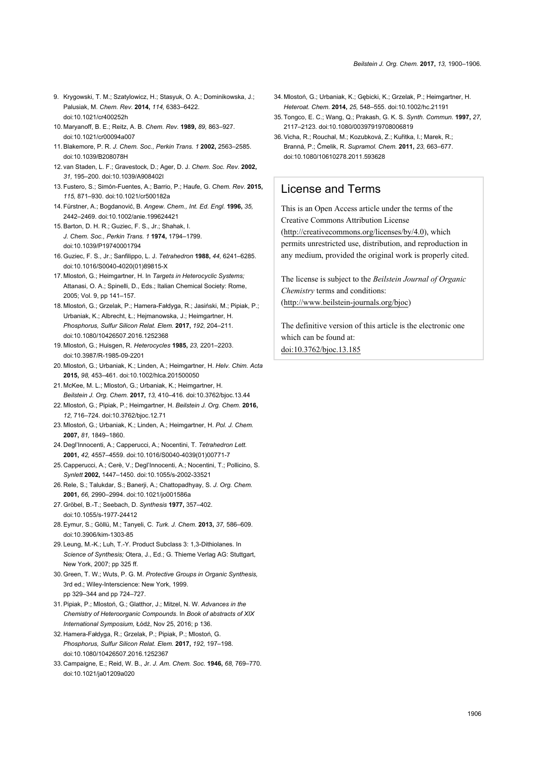9. Krygowski, T. M.; Szatylowicz, H.; Stasyuk, O. A.; Dominikowska, J.; Palusiak, M. *Chem. Rev.* **2014,** *114,* 6383–6422. doi:10.1021/cr400252h
10. Maryanoff, B. E.; Reitz, A. B. *Chem. Rev.* **1989,** *89,* 863–927. doi:10.1021/cr00094a007
11. Blakemore, P. R. *J. Chem. Soc., Perkin Trans. 1* **2002,** 2563–2585. doi:10.1039/B208078H
12. van Staden, L. F.; Gravestock, D.; Ager, D. J. *Chem. Soc. Rev.* **2002,** *31,* 195–200. doi:10.1039/A908402I
13. Fustero, S.; Simón-Fuentes, A.; Barrio, P.; Haufe, G. *Chem. Rev.* **2015,** *115,* 871–930. doi:10.1021/cr500182a
14. Fürstner, A.; Bogdanović, B. *Angew. Chem., Int. Ed. Engl.* **1996,** *35,* 2442–2469. doi:10.1002/anie.199624421
15. Barton, D. H. R.; Guziec, F. S., Jr.; Shahak, I. *J. Chem. Soc., Perkin Trans. 1* **1974,** 1794–1799. doi:10.1039/P19740001794
16. Guziec, F. S., Jr.; Sanfilippo, L. J. *Tetrahedron* **1988,** *44,* 6241–6285. doi:10.1016/S0040-4020(01)89815-X
17. Mlostoń, G.; Heimgartner, H. In *Targets in Heterocyclic Systems;* Attanasi, O. A.; Spinelli, D., Eds.; Italian Chemical Society: Rome, 2005; Vol. 9, pp 141–157.
18. Mlostoń, G.; Grzelak, P.; Hamera-Fałdyga, R.; Jasiński, M.; Pipiak, P.; Urbaniak, K.; Albrecht, Ł.; Hejmanowska, J.; Heimgartner, H. *Phosphorus, Sulfur Silicon Relat. Elem.* **2017,** *192,* 204–211. doi:10.1080/10426507.2016.1252368
19. Mlostoń, G.; Huisgen, R. *Heterocycles* **1985,** *23,* 2201–2203. doi:10.3987/R-1985-09-2201
20. Mlostoń, G.; Urbaniak, K.; Linden, A.; Heimgartner, H. *Helv. Chim. Acta* **2015,** *98,* 453–461. doi:10.1002/hlca.201500050
21. McKee, M. L.; Mlostoń, G.; Urbaniak, K.; Heimgartner, H. *Beilstein J. Org. Chem.* **2017,** *13,* 410–416. doi:10.3762/bjoc.13.44
22. Mlostoń, G.; Pipiak, P.; Heimgartner, H. *Beilstein J. Org. Chem.* **2016,** *12,* 716–724. doi:10.3762/bjoc.12.71
23. Mlostoń, G.; Urbaniak, K.; Linden, A.; Heimgartner, H. *Pol. J. Chem.* **2007,** *81,* 1849–1860.
24. Degl'Innocenti, A.; Capperucci, A.; Nocentini, T. *Tetrahedron Lett.* **2001,** *42,* 4557–4559. doi:10.1016/S0040-4039(01)00771-7
25. Capperucci, A.; Cerè, V.; Degl'Innocenti, A.; Nocentini, T.; Pollicino, S. *Synlett* **2002,** 1447–1450. doi:10.1055/s-2002-33521
26. Rele, S.; Talukdar, S.; Banerji, A.; Chattopadhyay, S. *J. Org. Chem.* **2001,** *66,* 2990–2994. doi:10.1021/jo001586a
27. Gröbel, B.-T.; Seebach, D. *Synthesis* **1977,** 357–402. doi:10.1055/s-1977-24412
28. Eymur, S.; Göllü, M.; Tanyeli, C. *Turk. J. Chem.* **2013,** *37,* 586–609. doi:10.3906/kim-1303-85
29. Leung, M.-K.; Luh, T.-Y. Product Subclass 3: 1,3-Dithiolanes. In *Science of Synthesis;* Otera, J., Ed.; G. Thieme Verlag AG: Stuttgart, New York, 2007; pp 325 ff.
30. Green, T. W.; Wuts, P. G. M. *Protective Groups in Organic Synthesis,* 3rd ed.; Wiley-Interscience: New York, 1999. pp 329–344 and pp 724–727.
31. Pipiak, P.; Mlostoń, G.; Glatthor, J.; Mitzel, N. W. *Advances in the Chemistry of Heteroorganic Compounds.* In *Book of abstracts of XIX International Symposium,* Łódź, Nov 25, 2016; p 136.
32. Hamera-Fałdyga, R.; Grzelak, P.; Pipiak, P.; Mlostoń, G. *Phosphorus, Sulfur Silicon Relat. Elem.* **2017,** *192,* 197–198. doi:10.1080/10426507.2016.1252367
33. Campaigne, E.; Reid, W. B., Jr. *J. Am. Chem. Soc.* **1946,** *68,* 769–770. doi:10.1021/ja01209a020
34. Mlostoń, G.; Urbaniak, K.; Gębicki, K.; Grzelak, P.; Heimgartner, H. *Heteroat. Chem.* **2014,** *25,* 548–555. doi:10.1002/hc.21191
35. Tongco, E. C.; Wang, Q.; Prakash, G. K. S. *Synth. Commun.* **1997,** *27,* 2117–2123. doi:10.1080/00397919708006819
36. Vicha, R.; Rouchal, M.; Kozubková, Z.; Kuřitka, I.; Marek, R.; Branná, P.; Čmelík, R. *Supramol. Chem.* **2011,** *23,* 663–677. doi:10.1080/10610278.2011.593628

## License and Terms

This is an Open Access article under the terms of the Creative Commons Attribution License (http://creativecommons.org/licenses/by/4.0), which permits unrestricted use, distribution, and reproduction in any medium, provided the original work is properly cited.

The license is subject to the *Beilstein Journal of Organic Chemistry* terms and conditions: (http://www.beilstein-journals.org/bjoc)

The definitive version of this article is the electronic one which can be found at: doi:10.3762/bjoc.13.185